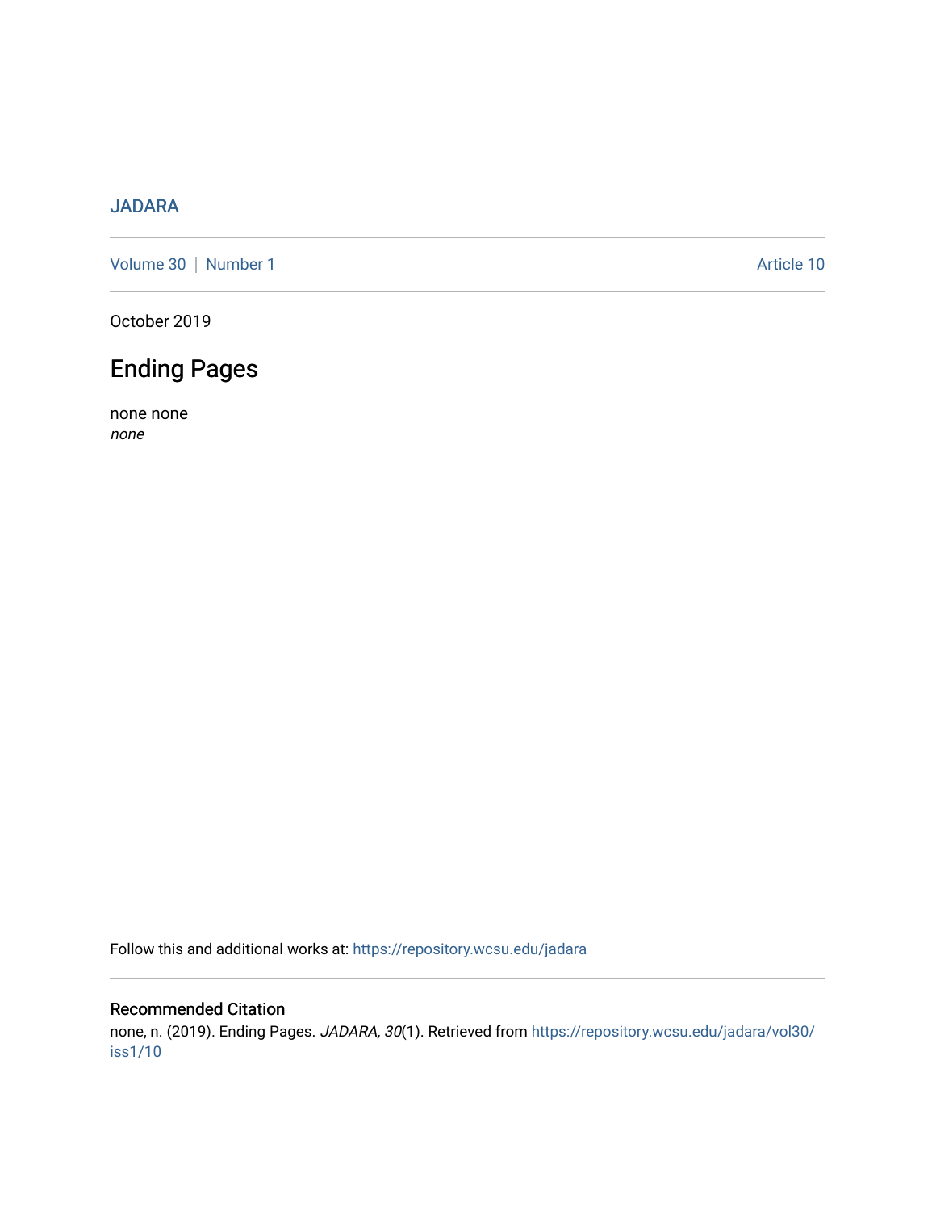JADARA

Volume 30 | Number 1 Article 10

October 2019

# Ending Pages

none none
*none*

Follow this and additional works at: https://repository.wcsu.edu/jadara

## Recommended Citation

none, n. (2019). Ending Pages. *JADARA, 30*(1). Retrieved from https://repository.wcsu.edu/jadara/vol30/iss1/10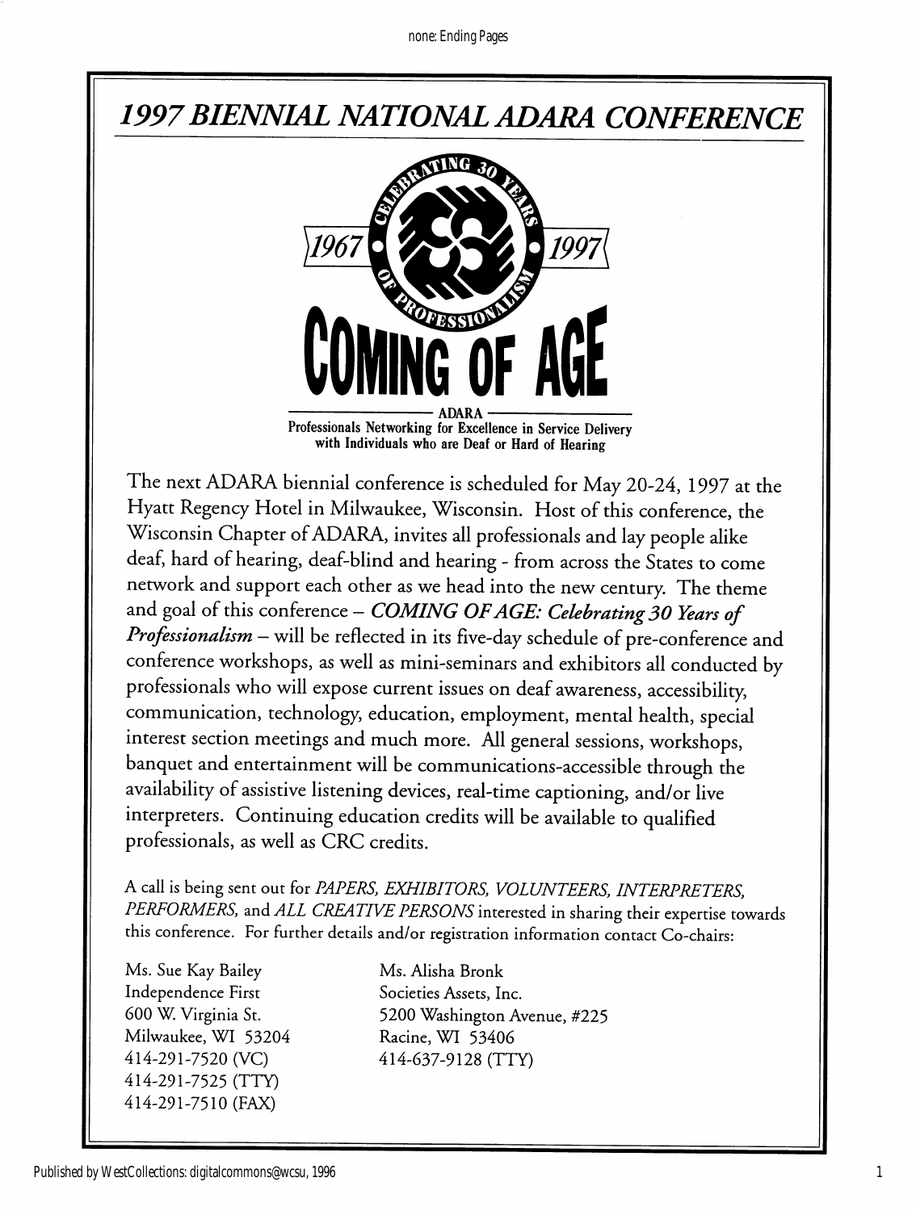# *1997 BIENNIAL NATIONAL ADARA CONFERENCE*

CELEBRATING 30 YEARS OF PROFESSIONALISM

1967 — 1997

# COMING OF AGE

ADARA

**Professionals Networking for Excellence in Service Delivery with Individuals who are Deaf or Hard of Hearing**

The next ADARA biennial conference is scheduled for May 20-24, 1997 at the Hyatt Regency Hotel in Milwaukee, Wisconsin. Host of this conference, the Wisconsin Chapter of ADARA, invites all professionals and lay people alike deaf, hard of hearing, deaf-blind and hearing - from across the States to come network and support each other as we head into the new century. The theme and goal of this conference – ***COMING OF AGE: Celebrating 30 Years of Professionalism*** – will be reflected in its five-day schedule of pre-conference and conference workshops, as well as mini-seminars and exhibitors all conducted by professionals who will expose current issues on deaf awareness, accessibility, communication, technology, education, employment, mental health, special interest section meetings and much more. All general sessions, workshops, banquet and entertainment will be communications-accessible through the availability of assistive listening devices, real-time captioning, and/or live interpreters. Continuing education credits will be available to qualified professionals, as well as CRC credits.

A call is being sent out for *PAPERS, EXHIBITORS, VOLUNTEERS, INTERPRETERS, PERFORMERS,* and *ALL CREATIVE PERSONS* interested in sharing their expertise towards this conference. For further details and/or registration information contact Co-chairs:

Ms. Sue Kay Bailey
Independence First
600 W. Virginia St.
Milwaukee, WI 53204
414-291-7520 (VC)
414-291-7525 (TTY)
414-291-7510 (FAX)

Ms. Alisha Bronk
Societies Assets, Inc.
5200 Washington Avenue, #225
Racine, WI 53406
414-637-9128 (TTY)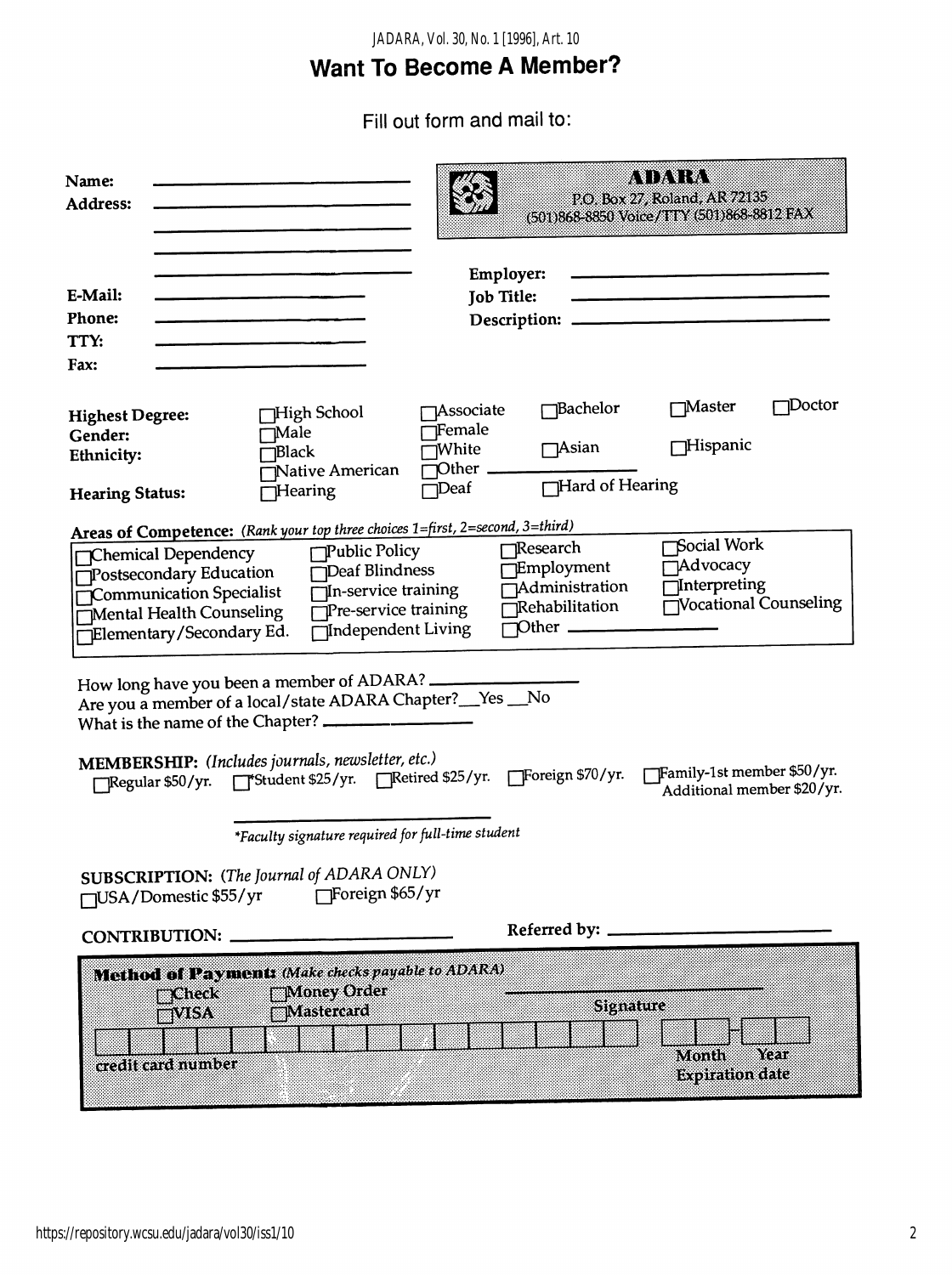# Want To Become A Member?

Fill out form and mail to:

**ADARA**
P.O. Box 27, Roland, AR 72135
(501)868-8850 Voice/TTY (501)868-8812 FAX

**Name:** ____________________

**Address:** ____________________

____________________

____________________

____________________

**E-Mail:** ____________________

**Phone:** ____________________

**TTY:** ____________________

**Fax:** ____________________

**Employer:** ____________________

**Job Title:** ____________________

**Description:** ____________________

**Highest Degree:** ☐ High School ☐ Associate ☐ Bachelor ☐ Master ☐ Doctor

**Gender:** ☐ Male ☐ Female

**Ethnicity:** ☐ Black ☐ White ☐ Asian ☐ Hispanic ☐ Native American ☐ Other ____________

**Hearing Status:** ☐ Hearing ☐ Deaf ☐ Hard of Hearing

**Areas of Competence:** *(Rank your top three choices 1=first, 2=second, 3=third)*

| | | | |
|---|---|---|---|
| ☐ Chemical Dependency | ☐ Public Policy | ☐ Research | ☐ Social Work |
| ☐ Postsecondary Education | ☐ Deaf Blindness | ☐ Employment | ☐ Advocacy |
| ☐ Communication Specialist | ☐ In-service training | ☐ Administration | ☐ Interpreting |
| ☐ Mental Health Counseling | ☐ Pre-service training | ☐ Rehabilitation | ☐ Vocational Counseling |
| ☐ Elementary/Secondary Ed. | ☐ Independent Living | ☐ Other ____________ | |

How long have you been a member of ADARA? ____________

Are you a member of a local/state ADARA Chapter? __Yes __No

What is the name of the Chapter? ____________

**MEMBERSHIP:** *(Includes journals, newsletter, etc.)*

☐ Regular $50/yr. ☐ *Student $25/yr. ☐ Retired $25/yr. ☐ Foreign $70/yr. ☐ Family-1st member $50/yr. Additional member $20/yr.

____________________

*\*Faculty signature required for full-time student*

**SUBSCRIPTION:** (*The Journal of ADARA ONLY*)

☐ USA/Domestic $55/yr ☐ Foreign $65/yr

**CONTRIBUTION:** ____________________

**Referred by:** ____________________

**Method of Payment:** *(Make checks payable to ADARA)*

☐ Check ☐ Money Order

☐ VISA ☐ Mastercard

____________________
Signature

credit card number ____________________

Month Year
Expiration date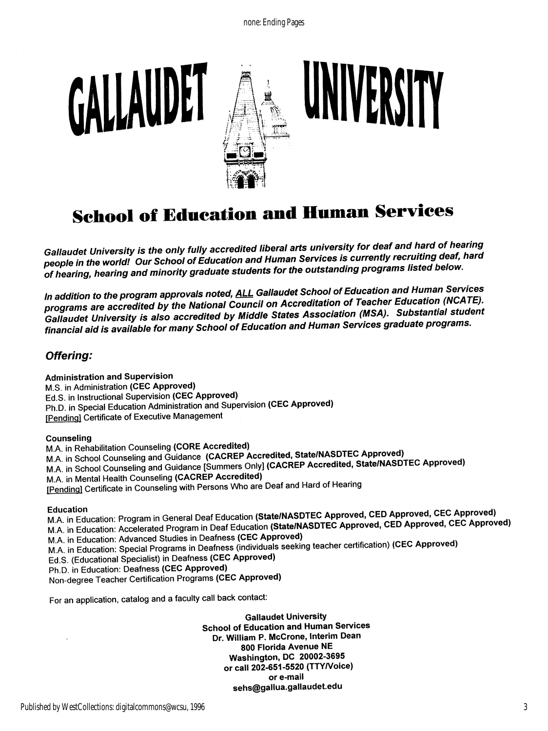# GALLAUDET UNIVERSITY

## School of Education and Human Services

*Gallaudet University is the only fully accredited liberal arts university for deaf and hard of hearing people in the world! Our School of Education and Human Services is currently recruiting deaf, hard of hearing, hearing and minority graduate students for the outstanding programs listed below.*

*In addition to the program approvals noted, ALL Gallaudet School of Education and Human Services programs are accredited by the National Council on Accreditation of Teacher Education (NCATE). Gallaudet University is also accredited by Middle States Association (MSA). Substantial student financial aid is available for many School of Education and Human Services graduate programs.*

### *Offering:*

**Administration and Supervision**
M.S. in Administration **(CEC Approved)**
Ed.S. in Instructional Supervision **(CEC Approved)**
Ph.D. in Special Education Administration and Supervision **(CEC Approved)**
[Pending] Certificate of Executive Management

**Counseling**
M.A. in Rehabilitation Counseling **(CORE Accredited)**
M.A. in School Counseling and Guidance **(CACREP Accredited, State/NASDTEC Approved)**
M.A. in School Counseling and Guidance [Summers Only] **(CACREP Accredited, State/NASDTEC Approved)**
M.A. in Mental Health Counseling **(CACREP Accredited)**
[Pending] Certificate in Counseling with Persons Who are Deaf and Hard of Hearing

**Education**
M.A. in Education: Program in General Deaf Education **(State/NASDTEC Approved, CED Approved, CEC Approved)**
M.A. in Education: Accelerated Program in Deaf Education **(State/NASDTEC Approved, CED Approved, CEC Approved)**
M.A. in Education: Advanced Studies in Deafness **(CEC Approved)**
M.A. in Education: Special Programs in Deafness (individuals seeking teacher certification) **(CEC Approved)**
Ed.S. (Educational Specialist) in Deafness **(CEC Approved)**
Ph.D. in Education: Deafness **(CEC Approved)**
Non-degree Teacher Certification Programs **(CEC Approved)**

For an application, catalog and a faculty call back contact:

**Gallaudet University**
**School of Education and Human Services**
**Dr. William P. McCrone, Interim Dean**
**800 Florida Avenue NE**
**Washington, DC 20002-3695**
**or call 202-651-5520 (TTY/Voice)**
**or e-mail**
**sehs@gallua.gallaudet.edu**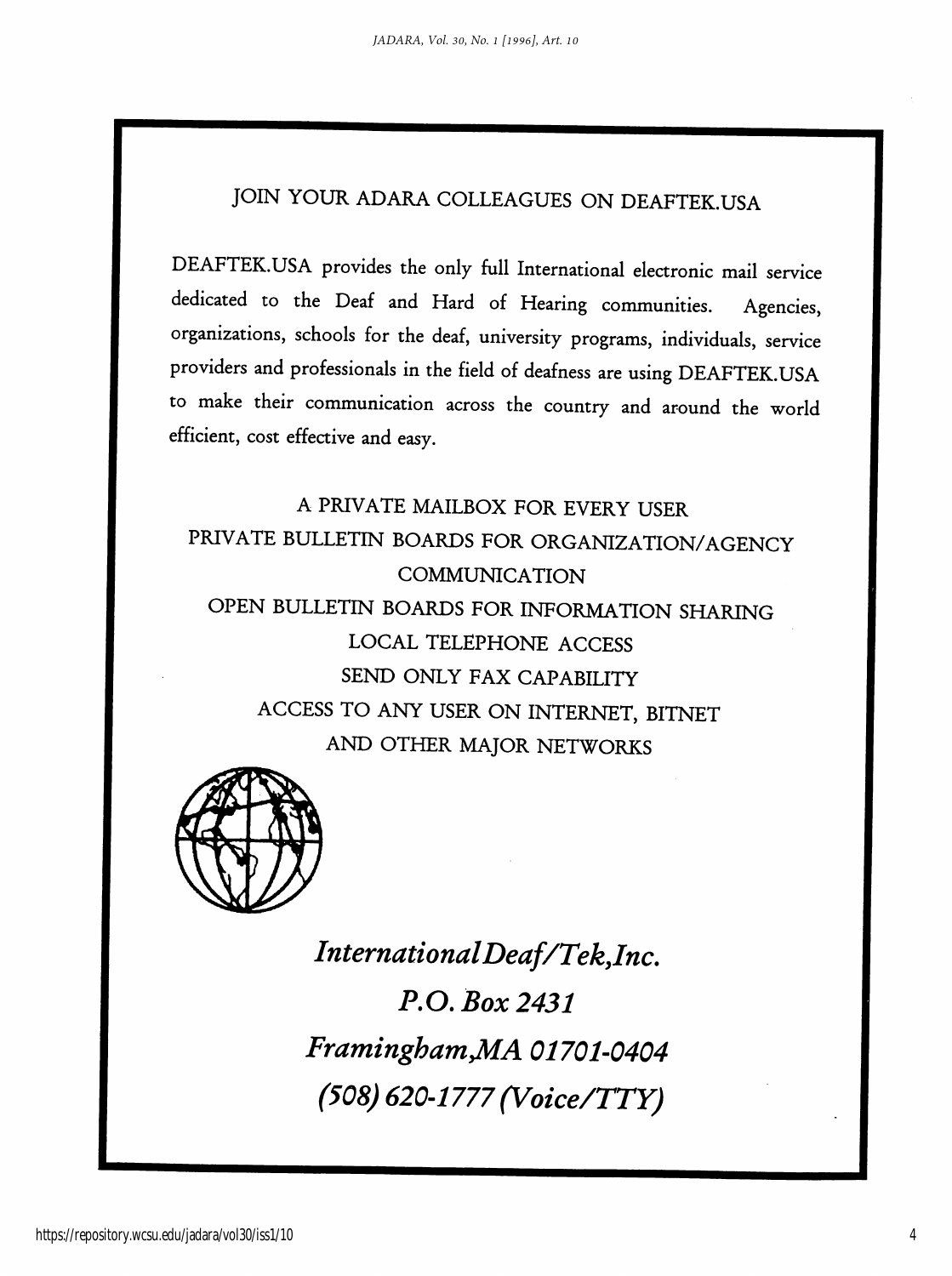# JOIN YOUR ADARA COLLEAGUES ON DEAFTEK.USA

DEAFTEK.USA provides the only full International electronic mail service dedicated to the Deaf and Hard of Hearing communities. Agencies, organizations, schools for the deaf, university programs, individuals, service providers and professionals in the field of deafness are using DEAFTEK.USA to make their communication across the country and around the world efficient, cost effective and easy.

A PRIVATE MAILBOX FOR EVERY USER
PRIVATE BULLETIN BOARDS FOR ORGANIZATION/AGENCY COMMUNICATION
OPEN BULLETIN BOARDS FOR INFORMATION SHARING
LOCAL TELEPHONE ACCESS
SEND ONLY FAX CAPABILITY
ACCESS TO ANY USER ON INTERNET, BITNET AND OTHER MAJOR NETWORKS

*InternationalDeaf/Tek,Inc.*
*P.O. Box 2431*
*Framingham,MA 01701-0404*
*(508) 620-1777 (Voice/TTY)*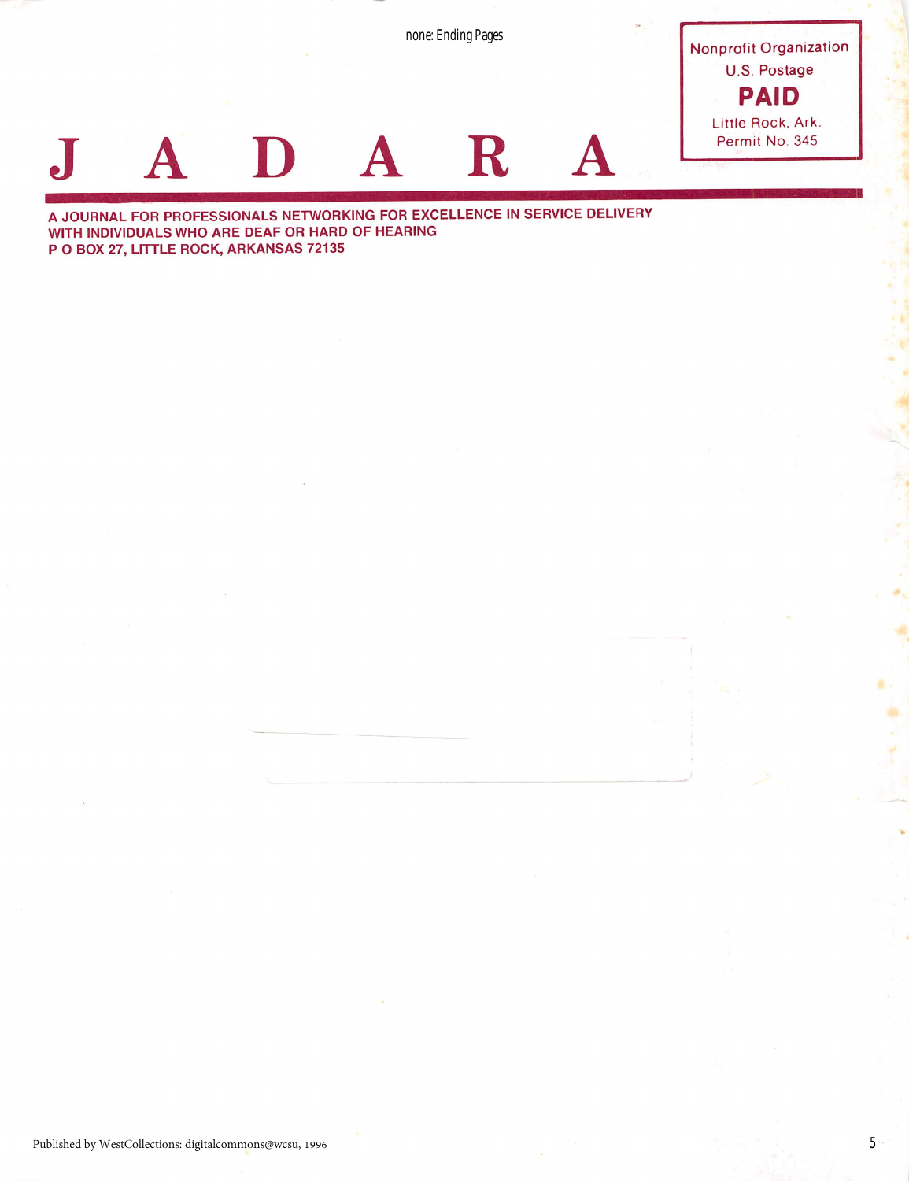# J A D A R A

A JOURNAL FOR PROFESSIONALS NETWORKING FOR EXCELLENCE IN SERVICE DELIVERY WITH INDIVIDUALS WHO ARE DEAF OR HARD OF HEARING

P O BOX 27, LITTLE ROCK, ARKANSAS 72135

Nonprofit Organization
U.S. Postage
**PAID**
Little Rock, Ark.
Permit No. 345